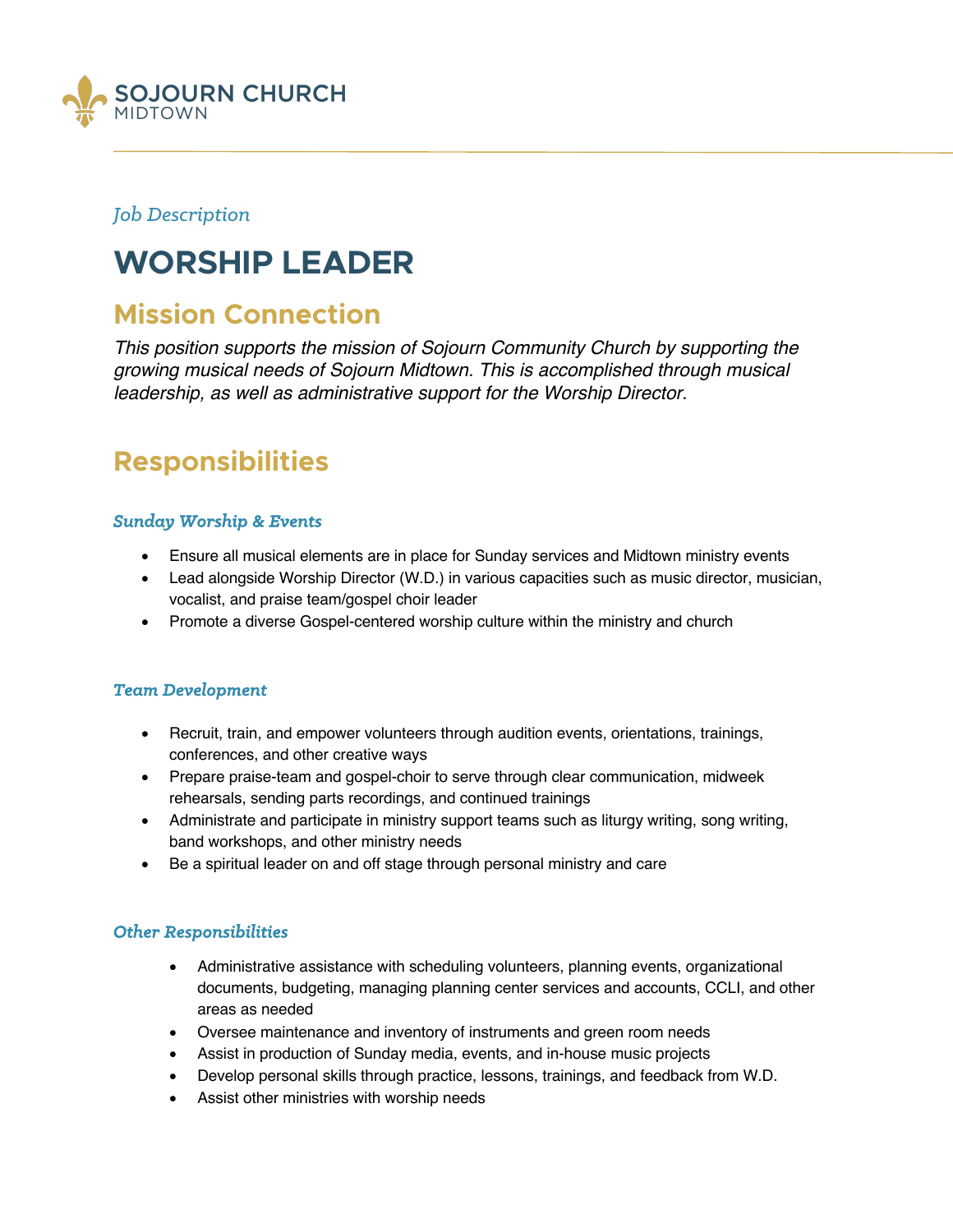SOJOURN CHURCH
MIDTOWN

*Job Description*

# WORSHIP LEADER

## Mission Connection

*This position supports the mission of Sojourn Community Church by supporting the growing musical needs of Sojourn Midtown. This is accomplished through musical leadership, as well as administrative support for the Worship Director.*

## Responsibilities

### *Sunday Worship & Events*

- Ensure all musical elements are in place for Sunday services and Midtown ministry events
- Lead alongside Worship Director (W.D.) in various capacities such as music director, musician, vocalist, and praise team/gospel choir leader
- Promote a diverse Gospel-centered worship culture within the ministry and church

### *Team Development*

- Recruit, train, and empower volunteers through audition events, orientations, trainings, conferences, and other creative ways
- Prepare praise-team and gospel-choir to serve through clear communication, midweek rehearsals, sending parts recordings, and continued trainings
- Administrate and participate in ministry support teams such as liturgy writing, song writing, band workshops, and other ministry needs
- Be a spiritual leader on and off stage through personal ministry and care

### *Other Responsibilities*

- Administrative assistance with scheduling volunteers, planning events, organizational documents, budgeting, managing planning center services and accounts, CCLI, and other areas as needed
- Oversee maintenance and inventory of instruments and green room needs
- Assist in production of Sunday media, events, and in-house music projects
- Develop personal skills through practice, lessons, trainings, and feedback from W.D.
- Assist other ministries with worship needs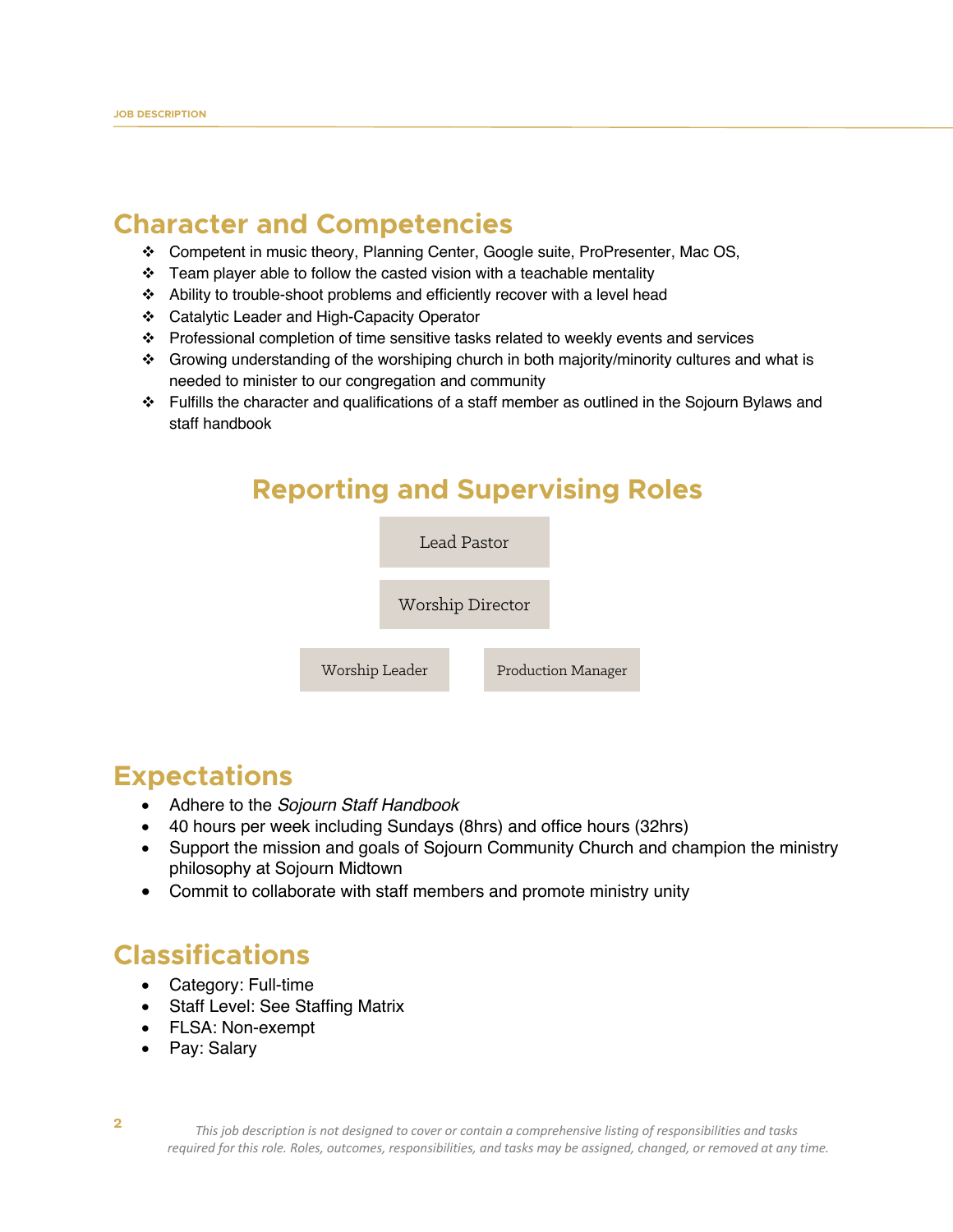## Character and Competencies

- Competent in music theory, Planning Center, Google suite, ProPresenter, Mac OS,
- Team player able to follow the casted vision with a teachable mentality
- Ability to trouble-shoot problems and efficiently recover with a level head
- Catalytic Leader and High-Capacity Operator
- Professional completion of time sensitive tasks related to weekly events and services
- Growing understanding of the worshiping church in both majority/minority cultures and what is needed to minister to our congregation and community
- Fulfills the character and qualifications of a staff member as outlined in the Sojourn Bylaws and staff handbook

## Reporting and Supervising Roles

Lead Pastor

Worship Director

Worship Leader

Production Manager

## Expectations

- Adhere to the *Sojourn Staff Handbook*
- 40 hours per week including Sundays (8hrs) and office hours (32hrs)
- Support the mission and goals of Sojourn Community Church and champion the ministry philosophy at Sojourn Midtown
- Commit to collaborate with staff members and promote ministry unity

## Classifications

- Category: Full-time
- Staff Level: See Staffing Matrix
- FLSA: Non-exempt
- Pay: Salary

*This job description is not designed to cover or contain a comprehensive listing of responsibilities and tasks required for this role. Roles, outcomes, responsibilities, and tasks may be assigned, changed, or removed at any time.*